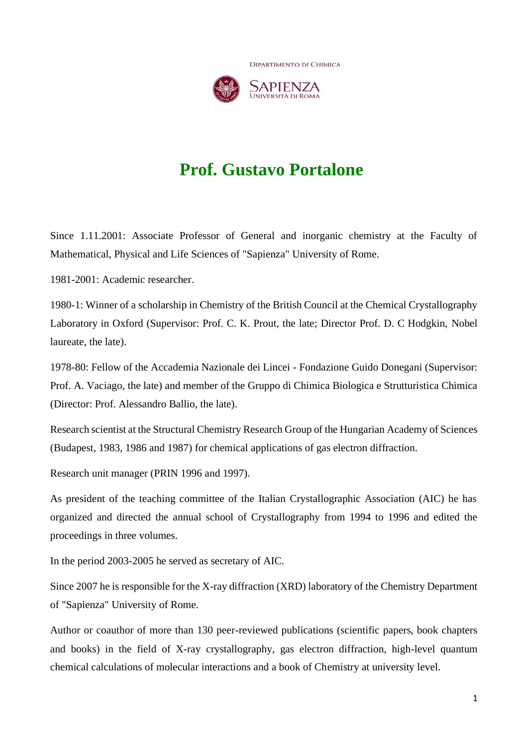DIPARTIMENTO DI CHIMICA

SAPIENZA
UNIVERSITÀ DI ROMA

# Prof. Gustavo Portalone

Since 1.11.2001: Associate Professor of General and inorganic chemistry at the Faculty of Mathematical, Physical and Life Sciences of "Sapienza" University of Rome.

1981-2001: Academic researcher.

1980-1: Winner of a scholarship in Chemistry of the British Council at the Chemical Crystallography Laboratory in Oxford (Supervisor: Prof. C. K. Prout, the late; Director Prof. D. C Hodgkin, Nobel laureate, the late).

1978-80: Fellow of the Accademia Nazionale dei Lincei - Fondazione Guido Donegani (Supervisor: Prof. A. Vaciago, the late) and member of the Gruppo di Chimica Biologica e Strutturistica Chimica (Director: Prof. Alessandro Ballio, the late).

Research scientist at the Structural Chemistry Research Group of the Hungarian Academy of Sciences (Budapest, 1983, 1986 and 1987) for chemical applications of gas electron diffraction.

Research unit manager (PRIN 1996 and 1997).

As president of the teaching committee of the Italian Crystallographic Association (AIC) he has organized and directed the annual school of Crystallography from 1994 to 1996 and edited the proceedings in three volumes.

In the period 2003-2005 he served as secretary of AIC.

Since 2007 he is responsible for the X-ray diffraction (XRD) laboratory of the Chemistry Department of "Sapienza" University of Rome.

Author or coauthor of more than 130 peer-reviewed publications (scientific papers, book chapters and books) in the field of X-ray crystallography, gas electron diffraction, high-level quantum chemical calculations of molecular interactions and a book of Chemistry at university level.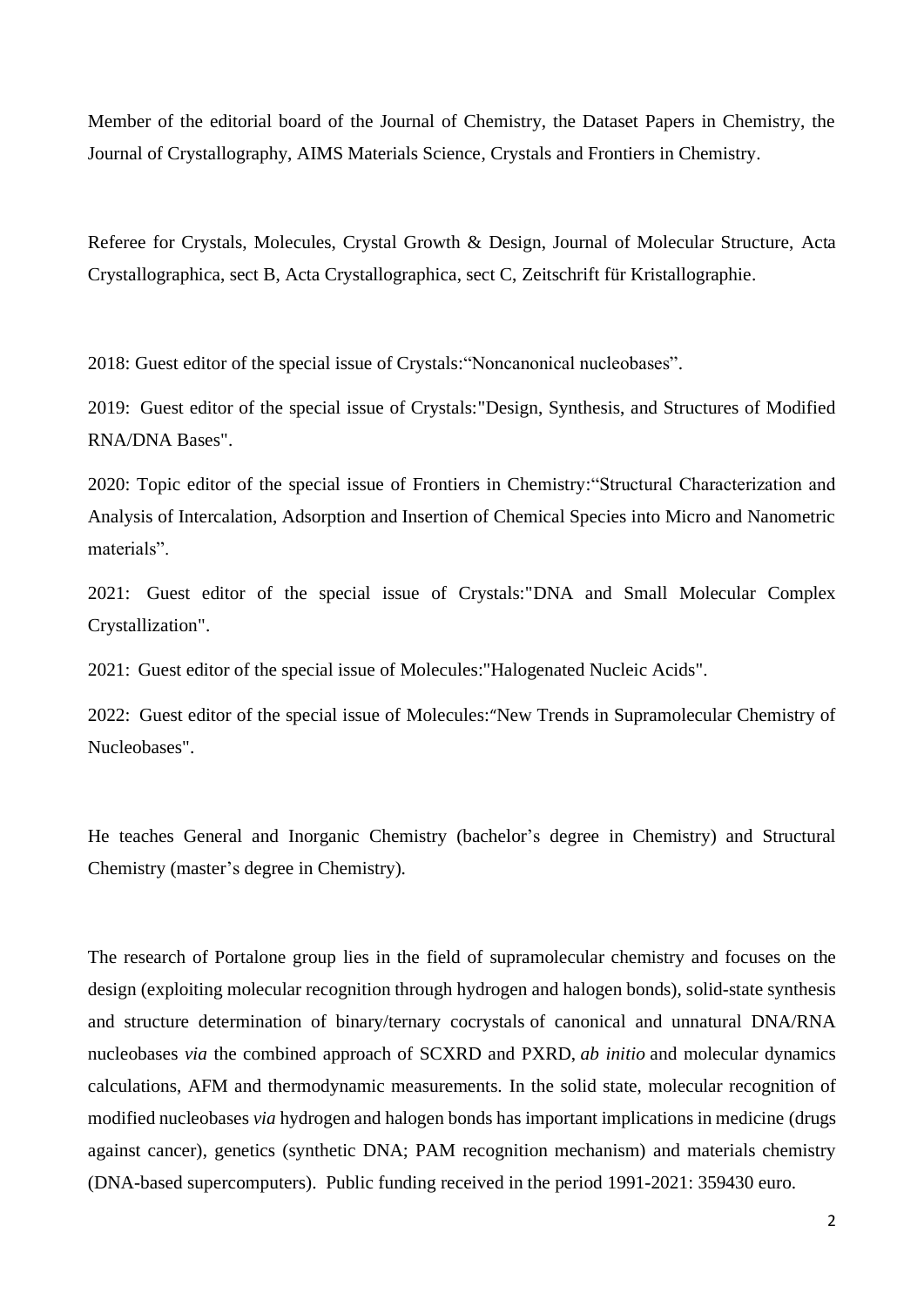Member of the editorial board of the Journal of Chemistry, the Dataset Papers in Chemistry, the Journal of Crystallography, AIMS Materials Science, Crystals and Frontiers in Chemistry.

Referee for Crystals, Molecules, Crystal Growth & Design, Journal of Molecular Structure, Acta Crystallographica, sect B, Acta Crystallographica, sect C, Zeitschrift für Kristallographie.

2018: Guest editor of the special issue of Crystals:“Noncanonical nucleobases”.

2019: Guest editor of the special issue of Crystals:"Design, Synthesis, and Structures of Modified RNA/DNA Bases".

2020: Topic editor of the special issue of Frontiers in Chemistry:“Structural Characterization and Analysis of Intercalation, Adsorption and Insertion of Chemical Species into Micro and Nanometric materials”.

2021: Guest editor of the special issue of Crystals:"DNA and Small Molecular Complex Crystallization".

2021: Guest editor of the special issue of Molecules:"Halogenated Nucleic Acids".

2022: Guest editor of the special issue of Molecules:“New Trends in Supramolecular Chemistry of Nucleobases".

He teaches General and Inorganic Chemistry (bachelor’s degree in Chemistry) and Structural Chemistry (master’s degree in Chemistry).

The research of Portalone group lies in the field of supramolecular chemistry and focuses on the design (exploiting molecular recognition through hydrogen and halogen bonds), solid-state synthesis and structure determination of binary/ternary cocrystals of canonical and unnatural DNA/RNA nucleobases *via* the combined approach of SCXRD and PXRD, *ab initio* and molecular dynamics calculations, AFM and thermodynamic measurements. In the solid state, molecular recognition of modified nucleobases *via* hydrogen and halogen bonds has important implications in medicine (drugs against cancer), genetics (synthetic DNA; PAM recognition mechanism) and materials chemistry (DNA-based supercomputers). Public funding received in the period 1991-2021: 359430 euro.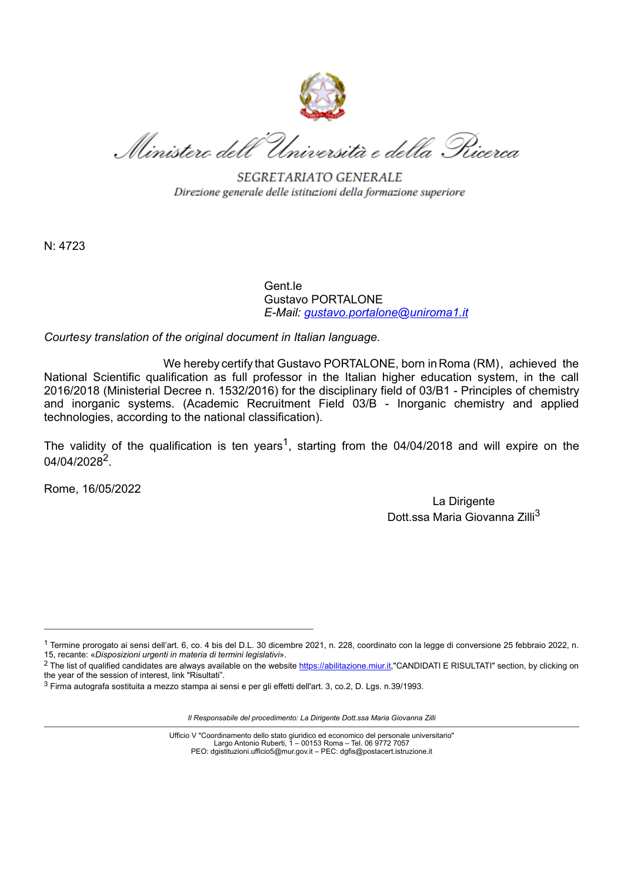*Ministero dell'Università e della Ricerca*

SEGRETARIATO GENERALE

*Direzione generale delle istituzioni della formazione superiore*

N: 4723

Gent.le
Gustavo PORTALONE
*E-Mail: gustavo.portalone@uniroma1.it*

*Courtesy translation of the original document in Italian language.*

We hereby certify that Gustavo PORTALONE, born in Roma (RM), achieved the National Scientific qualification as full professor in the Italian higher education system, in the call 2016/2018 (Ministerial Decree n. 1532/2016) for the disciplinary field of 03/B1 - Principles of chemistry and inorganic systems. (Academic Recruitment Field 03/B - Inorganic chemistry and applied technologies, according to the national classification).

The validity of the qualification is ten years[1], starting from the 04/04/2018 and will expire on the 04/04/2028[2].

Rome, 16/05/2022

La Dirigente
Dott.ssa Maria Giovanna Zilli[3]

---

[1] Termine prorogato ai sensi dell'art. 6, co. 4 bis del D.L. 30 dicembre 2021, n. 228, coordinato con la legge di conversione 25 febbraio 2022, n. 15, recante: «*Disposizioni urgenti in materia di termini legislativi*».

[2] The list of qualified candidates are always available on the website https://abilitazione.miur.it,"CANDIDATI E RISULTATI" section, by clicking on the year of the session of interest, link "Risultati".

[3] Firma autografa sostituita a mezzo stampa ai sensi e per gli effetti dell'art. 3, co.2, D. Lgs. n.39/1993.

*Il Responsabile del procedimento: La Dirigente Dott.ssa Maria Giovanna Zilli*

Ufficio V "Coordinamento dello stato giuridico ed economico del personale universitario"
Largo Antonio Ruberti, 1 – 00153 Roma – Tel. 06 9772 7057
PEO: dgistituzioni.ufficio5@mur.gov.it – PEC: dgfis@postacert.istruzione.it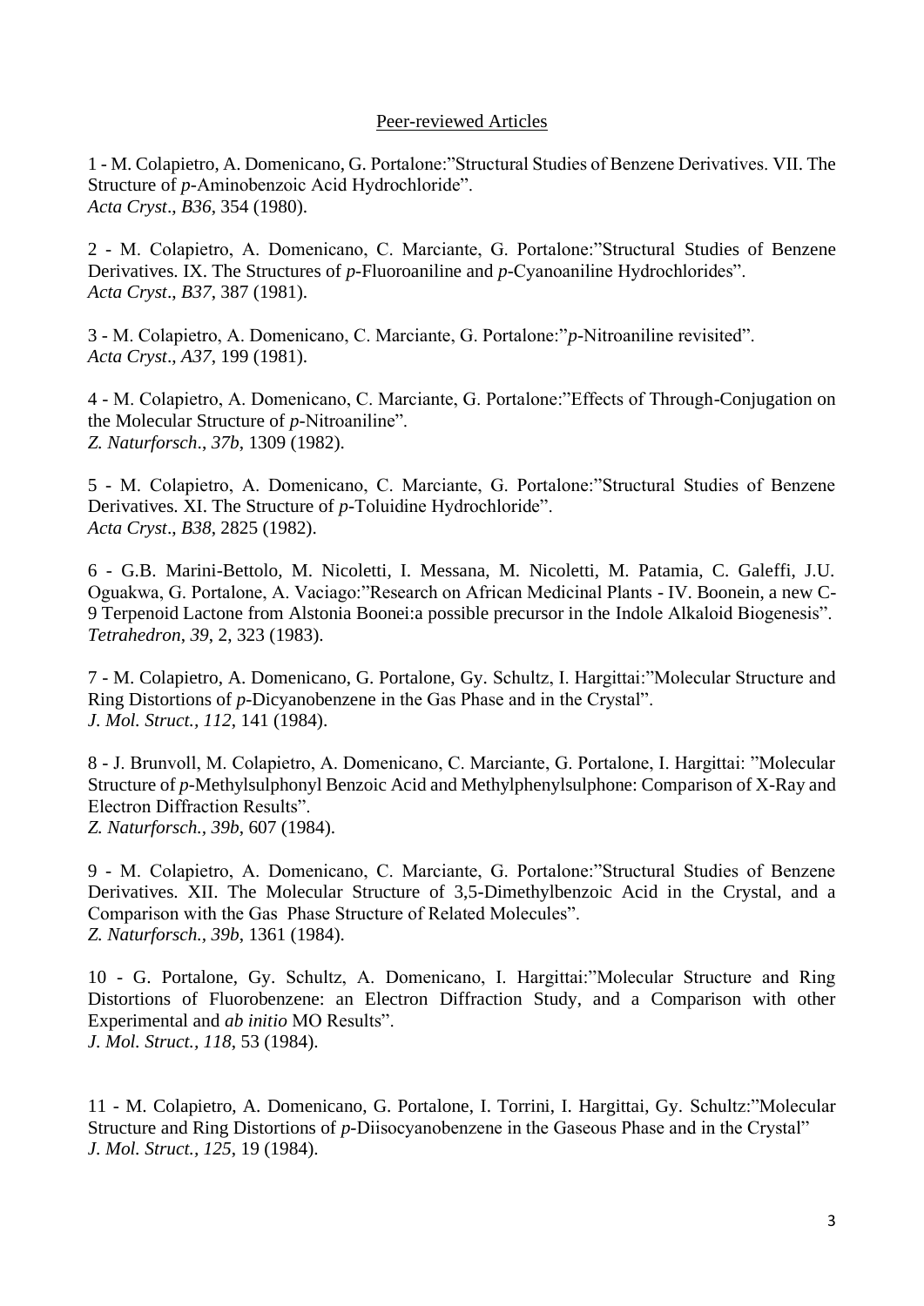Peer-reviewed Articles

1 - M. Colapietro, A. Domenicano, G. Portalone:"Structural Studies of Benzene Derivatives. VII. The Structure of *p*-Aminobenzoic Acid Hydrochloride".
*Acta Cryst*., *B36*, 354 (1980).

2 - M. Colapietro, A. Domenicano, C. Marciante, G. Portalone:"Structural Studies of Benzene Derivatives. IX. The Structures of *p*-Fluoroaniline and *p*-Cyanoaniline Hydrochlorides".
*Acta Cryst*., *B37*, 387 (1981).

3 - M. Colapietro, A. Domenicano, C. Marciante, G. Portalone:"*p*-Nitroaniline revisited".
*Acta Cryst*., *A37*, 199 (1981).

4 - M. Colapietro, A. Domenicano, C. Marciante, G. Portalone:"Effects of Through-Conjugation on the Molecular Structure of *p*-Nitroaniline".
*Z. Naturforsch., 37b*, 1309 (1982).

5 - M. Colapietro, A. Domenicano, C. Marciante, G. Portalone:"Structural Studies of Benzene Derivatives. XI. The Structure of *p*-Toluidine Hydrochloride".
*Acta Cryst*., *B38*, 2825 (1982).

6 - G.B. Marini-Bettolo, M. Nicoletti, I. Messana, M. Nicoletti, M. Patamia, C. Galeffi, J.U. Oguakwa, G. Portalone, A. Vaciago:"Research on African Medicinal Plants - IV. Boonein, a new C-9 Terpenoid Lactone from Alstonia Boonei:a possible precursor in the Indole Alkaloid Biogenesis".
*Tetrahedron*, *39*, 2, 323 (1983).

7 - M. Colapietro, A. Domenicano, G. Portalone, Gy. Schultz, I. Hargittai:"Molecular Structure and Ring Distortions of *p*-Dicyanobenzene in the Gas Phase and in the Crystal".
*J. Mol. Struct., 112*, 141 (1984).

8 - J. Brunvoll, M. Colapietro, A. Domenicano, C. Marciante, G. Portalone, I. Hargittai: "Molecular Structure of *p*-Methylsulphonyl Benzoic Acid and Methylphenylsulphone: Comparison of X-Ray and Electron Diffraction Results".
*Z. Naturforsch., 39b*, 607 (1984).

9 - M. Colapietro, A. Domenicano, C. Marciante, G. Portalone:"Structural Studies of Benzene Derivatives. XII. The Molecular Structure of 3,5-Dimethylbenzoic Acid in the Crystal, and a Comparison with the Gas Phase Structure of Related Molecules".
*Z. Naturforsch., 39b*, 1361 (1984).

10 - G. Portalone, Gy. Schultz, A. Domenicano, I. Hargittai:"Molecular Structure and Ring Distortions of Fluorobenzene: an Electron Diffraction Study, and a Comparison with other Experimental and *ab initio* MO Results".
*J. Mol. Struct., 118*, 53 (1984).

11 - M. Colapietro, A. Domenicano, G. Portalone, I. Torrini, I. Hargittai, Gy. Schultz:"Molecular Structure and Ring Distortions of *p*-Diisocyanobenzene in the Gaseous Phase and in the Crystal"
*J. Mol. Struct., 125*, 19 (1984).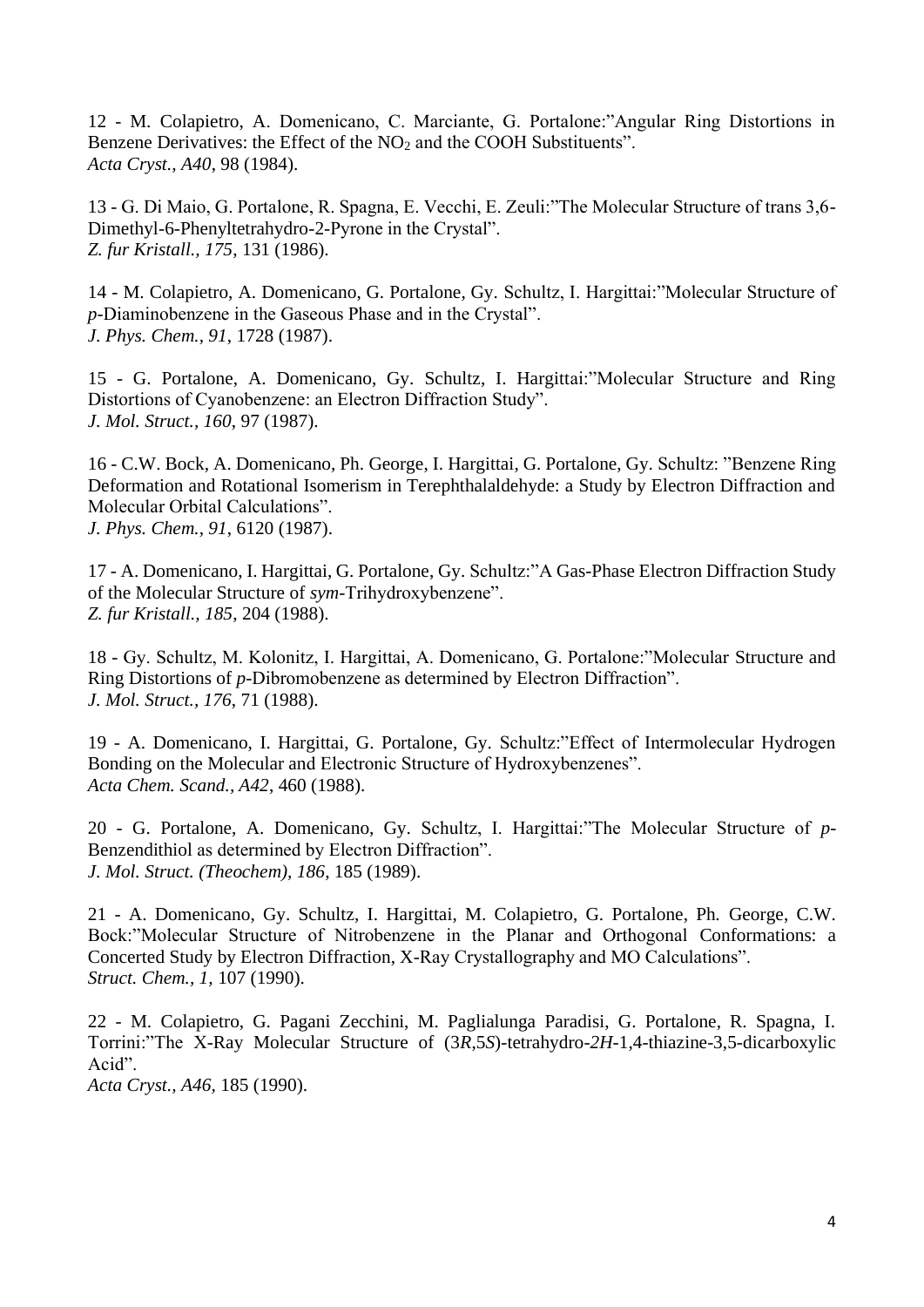12 - M. Colapietro, A. Domenicano, C. Marciante, G. Portalone:"Angular Ring Distortions in Benzene Derivatives: the Effect of the $NO_2$ and the COOH Substituents".
*Acta Cryst., A40*, 98 (1984).

13 - G. Di Maio, G. Portalone, R. Spagna, E. Vecchi, E. Zeuli:"The Molecular Structure of trans 3,6-Dimethyl-6-Phenyltetrahydro-2-Pyrone in the Crystal".
*Z. fur Kristall., 175*, 131 (1986).

14 - M. Colapietro, A. Domenicano, G. Portalone, Gy. Schultz, I. Hargittai:"Molecular Structure of *p*-Diaminobenzene in the Gaseous Phase and in the Crystal".
*J. Phys. Chem., 91*, 1728 (1987).

15 - G. Portalone, A. Domenicano, Gy. Schultz, I. Hargittai:"Molecular Structure and Ring Distortions of Cyanobenzene: an Electron Diffraction Study".
*J. Mol. Struct., 160*, 97 (1987).

16 - C.W. Bock, A. Domenicano, Ph. George, I. Hargittai, G. Portalone, Gy. Schultz: "Benzene Ring Deformation and Rotational Isomerism in Terephthalaldehyde: a Study by Electron Diffraction and Molecular Orbital Calculations".
*J. Phys. Chem., 91*, 6120 (1987).

17 - A. Domenicano, I. Hargittai, G. Portalone, Gy. Schultz:"A Gas-Phase Electron Diffraction Study of the Molecular Structure of *sym*-Trihydroxybenzene".
*Z. fur Kristall., 185*, 204 (1988).

18 - Gy. Schultz, M. Kolonitz, I. Hargittai, A. Domenicano, G. Portalone:"Molecular Structure and Ring Distortions of *p*-Dibromobenzene as determined by Electron Diffraction".
*J. Mol. Struct., 176*, 71 (1988).

19 - A. Domenicano, I. Hargittai, G. Portalone, Gy. Schultz:"Effect of Intermolecular Hydrogen Bonding on the Molecular and Electronic Structure of Hydroxybenzenes".
*Acta Chem. Scand., A42*, 460 (1988).

20 - G. Portalone, A. Domenicano, Gy. Schultz, I. Hargittai:"The Molecular Structure of *p*-Benzendithiol as determined by Electron Diffraction".
*J. Mol. Struct. (Theochem), 186*, 185 (1989).

21 - A. Domenicano, Gy. Schultz, I. Hargittai, M. Colapietro, G. Portalone, Ph. George, C.W. Bock:"Molecular Structure of Nitrobenzene in the Planar and Orthogonal Conformations: a Concerted Study by Electron Diffraction, X-Ray Crystallography and MO Calculations".
*Struct. Chem., 1*, 107 (1990).

22 - M. Colapietro, G. Pagani Zecchini, M. Paglialunga Paradisi, G. Portalone, R. Spagna, I. Torrini:"The X-Ray Molecular Structure of (3*R*,5*S*)-tetrahydro-*2H*-1,4-thiazine-3,5-dicarboxylic Acid".
*Acta Cryst., A46*, 185 (1990).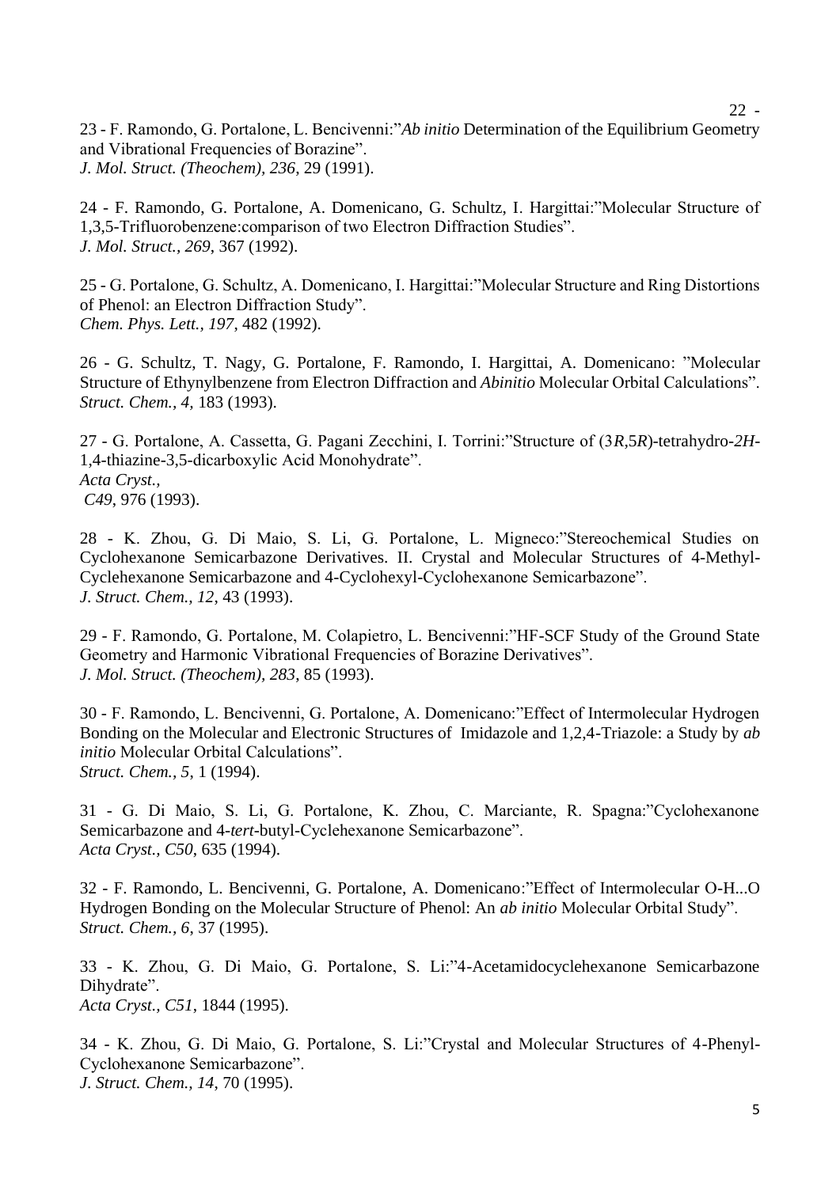23 - F. Ramondo, G. Portalone, L. Bencivenni:"*Ab initio* Determination of the Equilibrium Geometry and Vibrational Frequencies of Borazine".
*J. Mol. Struct. (Theochem), 236*, 29 (1991).

24 - F. Ramondo, G. Portalone, A. Domenicano, G. Schultz, I. Hargittai:"Molecular Structure of 1,3,5-Trifluorobenzene:comparison of two Electron Diffraction Studies".
*J. Mol. Struct., 269*, 367 (1992).

25 - G. Portalone, G. Schultz, A. Domenicano, I. Hargittai:"Molecular Structure and Ring Distortions of Phenol: an Electron Diffraction Study".
*Chem. Phys. Lett., 197*, 482 (1992).

26 - G. Schultz, T. Nagy, G. Portalone, F. Ramondo, I. Hargittai, A. Domenicano: "Molecular Structure of Ethynylbenzene from Electron Diffraction and *Abinitio* Molecular Orbital Calculations".
*Struct. Chem., 4*, 183 (1993).

27 - G. Portalone, A. Cassetta, G. Pagani Zecchini, I. Torrini:"Structure of (3*R*,5*R*)-tetrahydro-*2H*-1,4-thiazine-3,5-dicarboxylic Acid Monohydrate".
*Acta Cryst.*,
*C49*, 976 (1993).

28 - K. Zhou, G. Di Maio, S. Li, G. Portalone, L. Migneco:"Stereochemical Studies on Cyclohexanone Semicarbazone Derivatives. II. Crystal and Molecular Structures of 4-Methyl-Cyclehexanone Semicarbazone and 4-Cyclohexyl-Cyclohexanone Semicarbazone".
*J. Struct. Chem., 12*, 43 (1993).

29 - F. Ramondo, G. Portalone, M. Colapietro, L. Bencivenni:"HF-SCF Study of the Ground State Geometry and Harmonic Vibrational Frequencies of Borazine Derivatives".
*J. Mol. Struct. (Theochem), 283*, 85 (1993).

30 - F. Ramondo, L. Bencivenni, G. Portalone, A. Domenicano:"Effect of Intermolecular Hydrogen Bonding on the Molecular and Electronic Structures of Imidazole and 1,2,4-Triazole: a Study by *ab initio* Molecular Orbital Calculations".
*Struct. Chem., 5*, 1 (1994).

31 - G. Di Maio, S. Li, G. Portalone, K. Zhou, C. Marciante, R. Spagna:"Cyclohexanone Semicarbazone and 4-*tert*-butyl-Cyclehexanone Semicarbazone".
*Acta Cryst., C50*, 635 (1994).

32 - F. Ramondo, L. Bencivenni, G. Portalone, A. Domenicano:"Effect of Intermolecular O-H...O Hydrogen Bonding on the Molecular Structure of Phenol: An *ab initio* Molecular Orbital Study".
*Struct. Chem., 6*, 37 (1995).

33 - K. Zhou, G. Di Maio, G. Portalone, S. Li:"4-Acetamidocyclehexanone Semicarbazone Dihydrate".
*Acta Cryst., C51*, 1844 (1995).

34 - K. Zhou, G. Di Maio, G. Portalone, S. Li:"Crystal and Molecular Structures of 4-Phenyl-Cyclohexanone Semicarbazone".
*J. Struct. Chem., 14*, 70 (1995).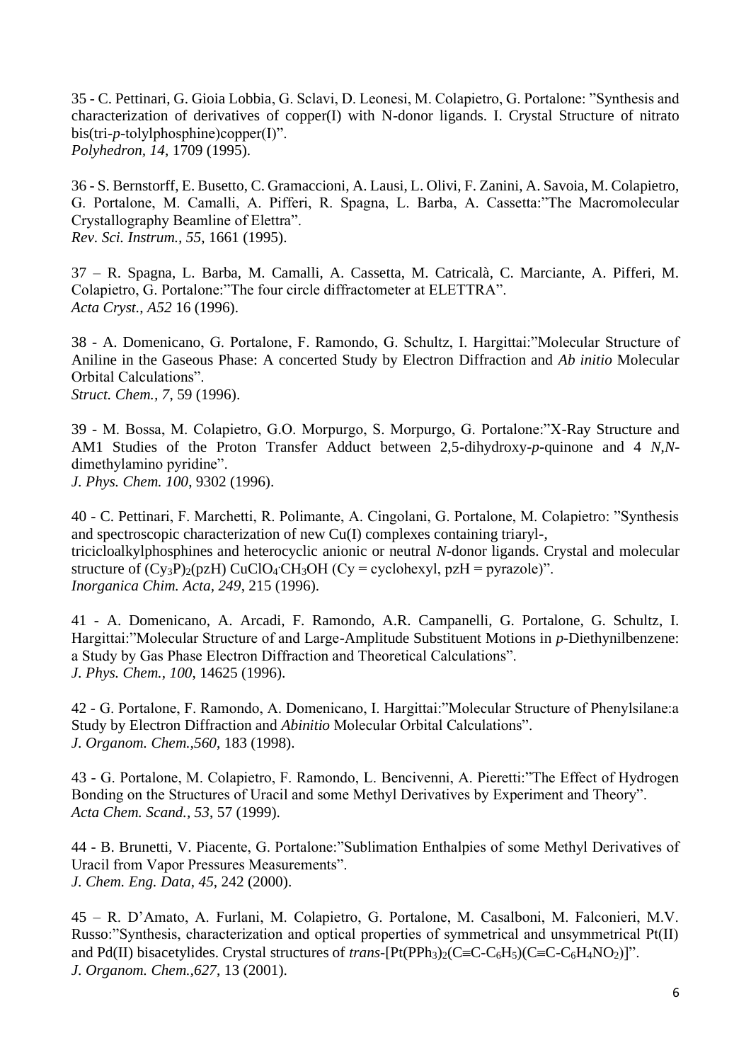35 - C. Pettinari, G. Gioia Lobbia, G. Sclavi, D. Leonesi, M. Colapietro, G. Portalone: "Synthesis and characterization of derivatives of copper(I) with N-donor ligands. I. Crystal Structure of nitrato bis(tri-*p*-tolylphosphine)copper(I)".
*Polyhedron, 14*, 1709 (1995).

36 - S. Bernstorff, E. Busetto, C. Gramaccioni, A. Lausi, L. Olivi, F. Zanini, A. Savoia, M. Colapietro, G. Portalone, M. Camalli, A. Pifferi, R. Spagna, L. Barba, A. Cassetta:"The Macromolecular Crystallography Beamline of Elettra".
*Rev. Sci. Instrum., 55*, 1661 (1995).

37 – R. Spagna, L. Barba, M. Camalli, A. Cassetta, M. Catricalà, C. Marciante, A. Pifferi, M. Colapietro, G. Portalone:"The four circle diffractometer at ELETTRA".
*Acta Cryst., A52* 16 (1996).

38 - A. Domenicano, G. Portalone, F. Ramondo, G. Schultz, I. Hargittai:"Molecular Structure of Aniline in the Gaseous Phase: A concerted Study by Electron Diffraction and *Ab initio* Molecular Orbital Calculations".
*Struct. Chem., 7*, 59 (1996).

39 - M. Bossa, M. Colapietro, G.O. Morpurgo, S. Morpurgo, G. Portalone:"X-Ray Structure and AM1 Studies of the Proton Transfer Adduct between 2,5-dihydroxy-*p*-quinone and 4 *N*,*N*-dimethylamino pyridine".
*J. Phys. Chem. 100*, 9302 (1996).

40 - C. Pettinari, F. Marchetti, R. Polimante, A. Cingolani, G. Portalone, M. Colapietro: "Synthesis and spectroscopic characterization of new Cu(I) complexes containing triaryl-, tricicloalkylphosphines and heterocyclic anionic or neutral *N*-donor ligands. Crystal and molecular structure of $(Cy_3P)_2(pzH)\,CuClO_4{\cdot}CH_3OH$ (Cy = cyclohexyl, pzH = pyrazole)".
*Inorganica Chim. Acta, 249*, 215 (1996).

41 - A. Domenicano, A. Arcadi, F. Ramondo, A.R. Campanelli, G. Portalone, G. Schultz, I. Hargittai:"Molecular Structure of and Large-Amplitude Substituent Motions in *p*-Diethynilbenzene: a Study by Gas Phase Electron Diffraction and Theoretical Calculations".
*J. Phys. Chem., 100*, 14625 (1996).

42 - G. Portalone, F. Ramondo, A. Domenicano, I. Hargittai:"Molecular Structure of Phenylsilane:a Study by Electron Diffraction and *Abinitio* Molecular Orbital Calculations".
*J. Organom. Chem.,560*, 183 (1998).

43 - G. Portalone, M. Colapietro, F. Ramondo, L. Bencivenni, A. Pieretti:"The Effect of Hydrogen Bonding on the Structures of Uracil and some Methyl Derivatives by Experiment and Theory".
*Acta Chem. Scand., 53*, 57 (1999).

44 - B. Brunetti, V. Piacente, G. Portalone:"Sublimation Enthalpies of some Methyl Derivatives of Uracil from Vapor Pressures Measurements".
*J. Chem. Eng. Data*, *45*, 242 (2000).

45 – R. D'Amato, A. Furlani, M. Colapietro, G. Portalone, M. Casalboni, M. Falconieri, M.V. Russo:"Synthesis, characterization and optical properties of symmetrical and unsymmetrical Pt(II) and Pd(II) bisacetylides. Crystal structures of *trans*-$[Pt(PPh_3)_2(C{\equiv}C\text{-}C_6H_5)(C{\equiv}C\text{-}C_6H_4NO_2)]$".
*J. Organom. Chem.,627*, 13 (2001).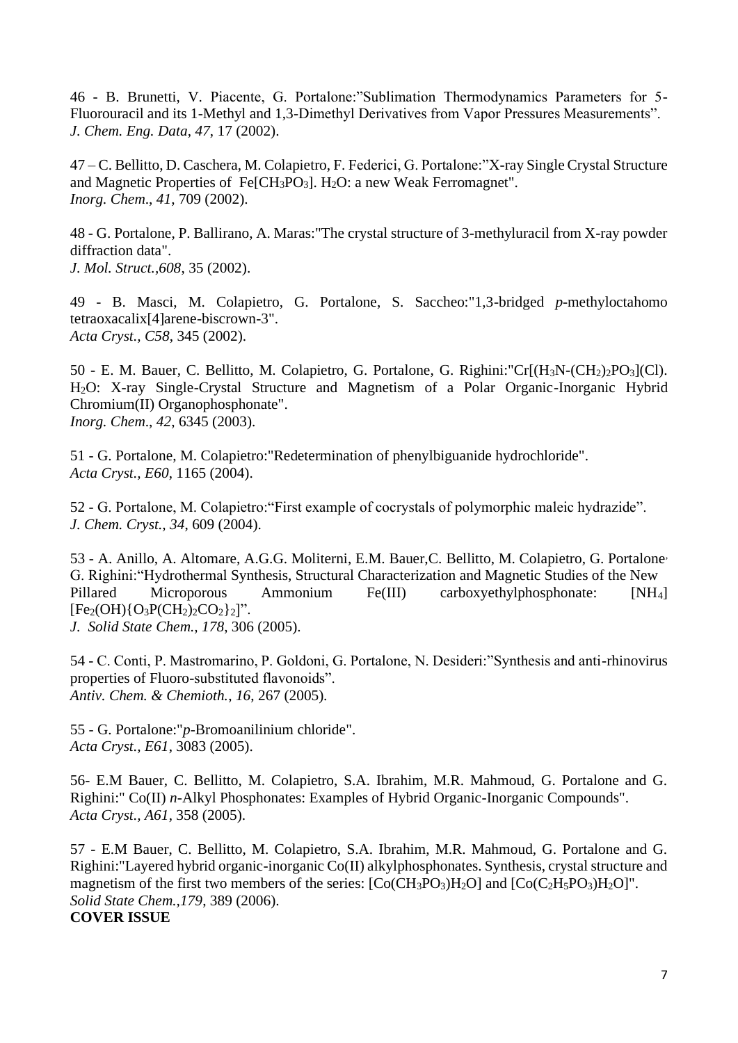46 - B. Brunetti, V. Piacente, G. Portalone:”Sublimation Thermodynamics Parameters for 5-Fluorouracil and its 1-Methyl and 1,3-Dimethyl Derivatives from Vapor Pressures Measurements”.
*J. Chem. Eng. Data*, *47*, 17 (2002).

47 – C. Bellitto, D. Caschera, M. Colapietro, F. Federici, G. Portalone:”X-ray Single Crystal Structure and Magnetic Properties of $Fe[CH_3PO_3]$. $H_2O$: a new Weak Ferromagnet".
*Inorg. Chem*., *41*, 709 (2002).

48 - G. Portalone, P. Ballirano, A. Maras:"The crystal structure of 3-methyluracil from X-ray powder diffraction data".
*J. Mol. Struct.*,*608*, 35 (2002).

49 - B. Masci, M. Colapietro, G. Portalone, S. Saccheo:"1,3-bridged *p*-methyloctahomo tetraoxacalix[4]arene-biscrown-3".
*Acta Cryst., C58*, 345 (2002).

50 - E. M. Bauer, C. Bellitto, M. Colapietro, G. Portalone, G. Righini:"$Cr[(H_3N\text{-}(CH_2)_2PO_3](Cl)$. $H_2O$: X-ray Single-Crystal Structure and Magnetism of a Polar Organic-Inorganic Hybrid Chromium(II) Organophosphonate".
*Inorg. Chem*., *42*, 6345 (2003).

51 - G. Portalone, M. Colapietro:"Redetermination of phenylbiguanide hydrochloride".
*Acta Cryst., E60*, 1165 (2004).

52 - G. Portalone, M. Colapietro:“First example of cocrystals of polymorphic maleic hydrazide”.
*J. Chem. Cryst., 34*, 609 (2004).

53 - A. Anillo, A. Altomare, A.G.G. Moliterni, E.M. Bauer,C. Bellitto, M. Colapietro, G. Portalone, G. Righini:“Hydrothermal Synthesis, Structural Characterization and Magnetic Studies of the New Pillared Microporous Ammonium Fe(III) carboxyethylphosphonate: $[NH_4][Fe_2(OH)\{O_3P(CH_2)_2CO_2\}_2]$”.
*J. Solid State Chem., 178*, 306 (2005).

54 - C. Conti, P. Mastromarino, P. Goldoni, G. Portalone, N. Desideri:”Synthesis and anti-rhinovirus properties of Fluoro-substituted flavonoids”.
*Antiv. Chem. & Chemioth., 16*, 267 (2005).

55 - G. Portalone:"*p*-Bromoanilinium chloride".
*Acta Cryst., E61*, 3083 (2005).

56- E.M Bauer, C. Bellitto, M. Colapietro, S.A. Ibrahim, M.R. Mahmoud, G. Portalone and G. Righini:" Co(II) *n*-Alkyl Phosphonates: Examples of Hybrid Organic-Inorganic Compounds".
*Acta Cryst., A61*, 358 (2005).

57 - E.M Bauer, C. Bellitto, M. Colapietro, S.A. Ibrahim, M.R. Mahmoud, G. Portalone and G. Righini:"Layered hybrid organic-inorganic Co(II) alkylphosphonates. Synthesis, crystal structure and magnetism of the first two members of the series: $[Co(CH_3PO_3)H_2O]$ and $[Co(C_2H_5PO_3)H_2O]$".
*Solid State Chem.,179*, 389 (2006).
**COVER ISSUE**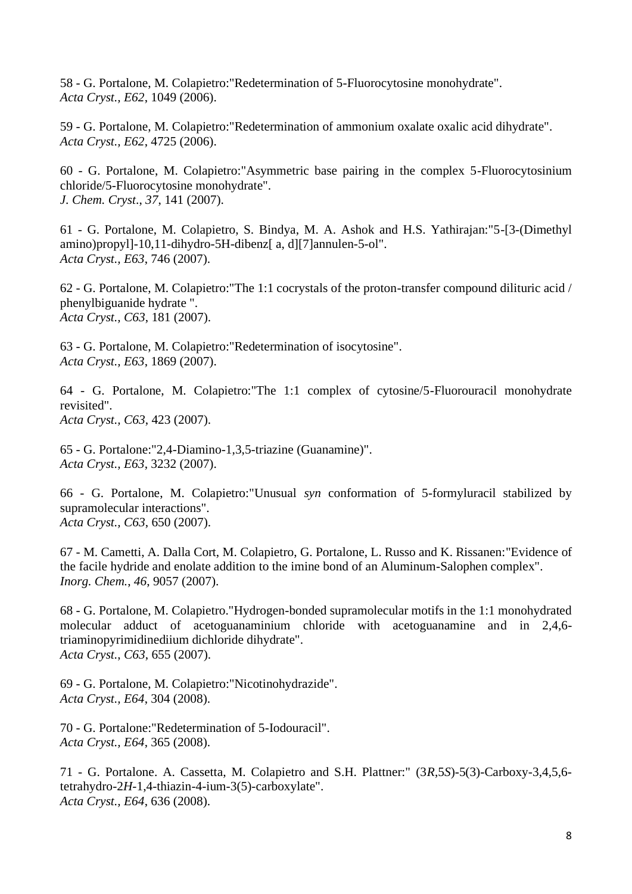58 - G. Portalone, M. Colapietro:"Redetermination of 5-Fluorocytosine monohydrate".
*Acta Cryst., E62*, 1049 (2006).

59 - G. Portalone, M. Colapietro:"Redetermination of ammonium oxalate oxalic acid dihydrate".
*Acta Cryst., E62*, 4725 (2006).

60 - G. Portalone, M. Colapietro:"Asymmetric base pairing in the complex 5-Fluorocytosinium chloride/5-Fluorocytosine monohydrate".
*J. Chem. Cryst., 37*, 141 (2007).

61 - G. Portalone, M. Colapietro, S. Bindya, M. A. Ashok and H.S. Yathirajan:"5-[3-(Dimethyl amino)propyl]-10,11-dihydro-5H-dibenz[ a, d][7]annulen-5-ol".
*Acta Cryst., E63*, 746 (2007).

62 - G. Portalone, M. Colapietro:"The 1:1 cocrystals of the proton-transfer compound dilituric acid / phenylbiguanide hydrate ".
*Acta Cryst., C63*, 181 (2007).

63 - G. Portalone, M. Colapietro:"Redetermination of isocytosine".
*Acta Cryst., E63*, 1869 (2007).

64 - G. Portalone, M. Colapietro:"The 1:1 complex of cytosine/5-Fluorouracil monohydrate revisited".
*Acta Cryst., C63*, 423 (2007).

65 - G. Portalone:"2,4-Diamino-1,3,5-triazine (Guanamine)".
*Acta Cryst., E63*, 3232 (2007).

66 - G. Portalone, M. Colapietro:"Unusual *syn* conformation of 5-formyluracil stabilized by supramolecular interactions".
*Acta Cryst., C63*, 650 (2007).

67 - M. Cametti, A. Dalla Cort, M. Colapietro, G. Portalone, L. Russo and K. Rissanen:"Evidence of the facile hydride and enolate addition to the imine bond of an Aluminum-Salophen complex".
*Inorg. Chem., 46*, 9057 (2007).

68 - G. Portalone, M. Colapietro."Hydrogen-bonded supramolecular motifs in the 1:1 monohydrated molecular adduct of acetoguanaminium chloride with acetoguanamine and in 2,4,6-triaminopyrimidinediium dichloride dihydrate".
*Acta Cryst., C63*, 655 (2007).

69 - G. Portalone, M. Colapietro:"Nicotinohydrazide".
*Acta Cryst., E64*, 304 (2008).

70 - G. Portalone:"Redetermination of 5-Iodouracil".
*Acta Cryst., E64*, 365 (2008).

71 - G. Portalone. A. Cassetta, M. Colapietro and S.H. Plattner:" (3*R*,5*S*)-5(3)-Carboxy-3,4,5,6-tetrahydro-2*H*-1,4-thiazin-4-ium-3(5)-carboxylate".
*Acta Cryst., E64*, 636 (2008).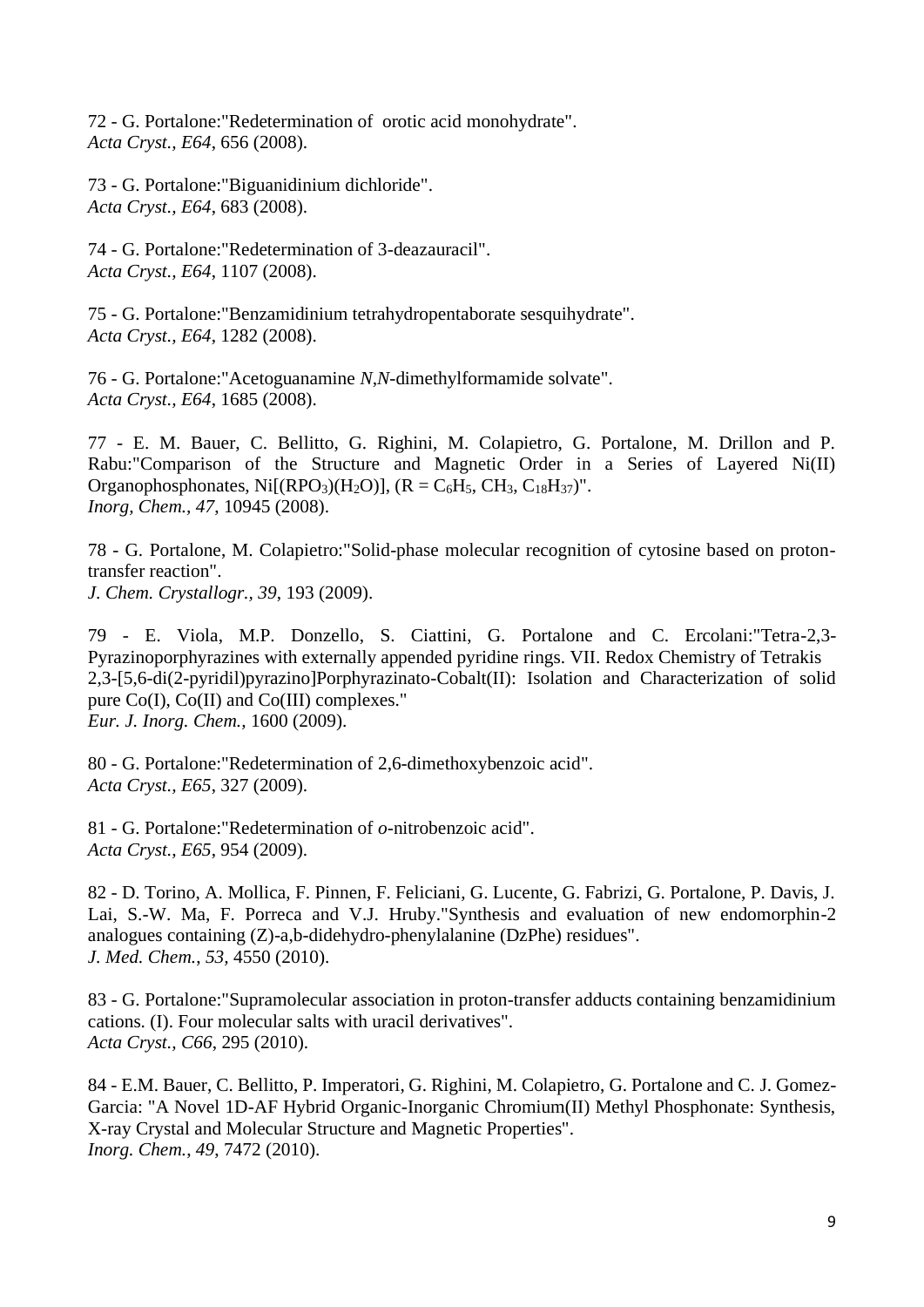72 - G. Portalone:"Redetermination of  orotic acid monohydrate".
*Acta Cryst., E64*, 656 (2008).

73 - G. Portalone:"Biguanidinium dichloride".
*Acta Cryst., E64*, 683 (2008).

74 - G. Portalone:"Redetermination of 3-deazauracil".
*Acta Cryst., E64*, 1107 (2008).

75 - G. Portalone:"Benzamidinium tetrahydropentaborate sesquihydrate".
*Acta Cryst., E64*, 1282 (2008).

76 - G. Portalone:"Acetoguanamine *N*,*N*-dimethylformamide solvate".
*Acta Cryst., E64*, 1685 (2008).

77 - E. M. Bauer, C. Bellitto, G. Righini, M. Colapietro, G. Portalone, M. Drillon and P. Rabu:"Comparison of the Structure and Magnetic Order in a Series of Layered Ni(II) Organophosphonates, $Ni[(RPO_3)(H_2O)]$, ($R = C_6H_5$, $CH_3$, $C_{18}H_{37}$)".
*Inorg, Chem., 47*, 10945 (2008).

78 - G. Portalone, M. Colapietro:"Solid-phase molecular recognition of cytosine based on proton-transfer reaction".
*J. Chem. Crystallogr., 39*, 193 (2009).

79 - E. Viola, M.P. Donzello, S. Ciattini, G. Portalone and C. Ercolani:"Tetra-2,3-Pyrazinoporphyrazines with externally appended pyridine rings. VII. Redox Chemistry of Tetrakis 2,3-[5,6-di(2-pyridil)pyrazino]Porphyrazinato-Cobalt(II): Isolation and Characterization of solid pure Co(I), Co(II) and Co(III) complexes."
*Eur. J. Inorg. Chem.*, 1600 (2009).

80 - G. Portalone:"Redetermination of 2,6-dimethoxybenzoic acid".
*Acta Cryst., E65*, 327 (2009).

81 - G. Portalone:"Redetermination of *o*-nitrobenzoic acid".
*Acta Cryst., E65*, 954 (2009).

82 - D. Torino, A. Mollica, F. Pinnen, F. Feliciani, G. Lucente, G. Fabrizi, G. Portalone, P. Davis, J. Lai, S.-W. Ma, F. Porreca and V.J. Hruby."Synthesis and evaluation of new endomorphin-2 analogues containing (Z)-a,b-didehydro-phenylalanine (DzPhe) residues".
*J. Med. Chem., 53*, 4550 (2010).

83 - G. Portalone:"Supramolecular association in proton-transfer adducts containing benzamidinium cations. (I). Four molecular salts with uracil derivatives".
*Acta Cryst., C66*, 295 (2010).

84 - E.M. Bauer, C. Bellitto, P. Imperatori, G. Righini, M. Colapietro, G. Portalone and C. J. Gomez-Garcia: "A Novel 1D-AF Hybrid Organic-Inorganic Chromium(II) Methyl Phosphonate: Synthesis, X-ray Crystal and Molecular Structure and Magnetic Properties".
*Inorg. Chem., 49*, 7472 (2010).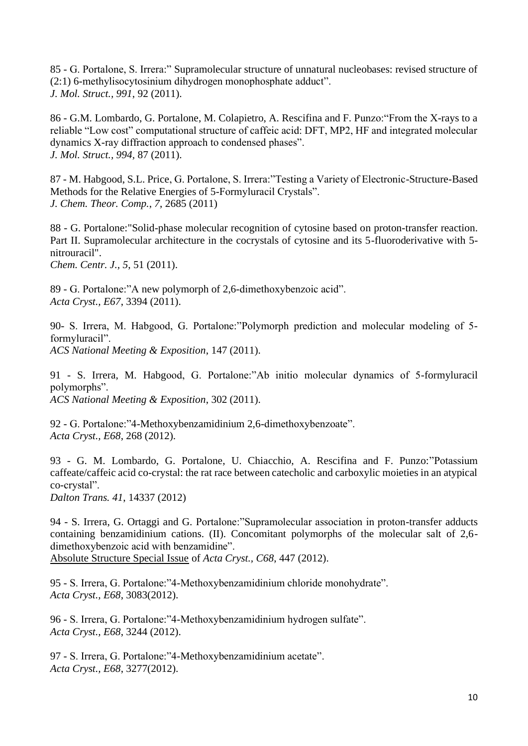85 - G. Portalone, S. Irrera:" Supramolecular structure of unnatural nucleobases: revised structure of (2:1) 6-methylisocytosinium dihydrogen monophosphate adduct".
*J. Mol. Struct.*, *991*, 92 (2011).

86 - G.M. Lombardo, G. Portalone, M. Colapietro, A. Rescifina and F. Punzo:"From the X-rays to a reliable "Low cost" computational structure of caffeic acid: DFT, MP2, HF and integrated molecular dynamics X-ray diffraction approach to condensed phases".
*J. Mol. Struct.*, *994*, 87 (2011).

87 - M. Habgood, S.L. Price, G. Portalone, S. Irrera:"Testing a Variety of Electronic-Structure-Based Methods for the Relative Energies of 5-Formyluracil Crystals".
*J. Chem. Theor. Comp.*, *7*, 2685 (2011)

88 - G. Portalone:"Solid-phase molecular recognition of cytosine based on proton-transfer reaction. Part II. Supramolecular architecture in the cocrystals of cytosine and its 5-fluoroderivative with 5-nitrouracil".
*Chem. Centr. J.*, *5*, 51 (2011).

89 - G. Portalone:"A new polymorph of 2,6-dimethoxybenzoic acid".
*Acta Cryst.*, *E67*, 3394 (2011).

90- S. Irrera, M. Habgood, G. Portalone:"Polymorph prediction and molecular modeling of 5-formyluracil".
*ACS National Meeting & Exposition*, 147 (2011).

91 - S. Irrera, M. Habgood, G. Portalone:"Ab initio molecular dynamics of 5-formyluracil polymorphs".
*ACS National Meeting & Exposition*, 302 (2011).

92 - G. Portalone:"4-Methoxybenzamidinium 2,6-dimethoxybenzoate".
*Acta Cryst.*, *E68*, 268 (2012).

93 - G. M. Lombardo, G. Portalone, U. Chiacchio, A. Rescifina and F. Punzo:"Potassium caffeate/caffeic acid co-crystal: the rat race between catecholic and carboxylic moieties in an atypical co-crystal".
*Dalton Trans. 41*, 14337 (2012)

94 - S. Irrera, G. Ortaggi and G. Portalone:"Supramolecular association in proton-transfer adducts containing benzamidinium cations. (II). Concomitant polymorphs of the molecular salt of 2,6-dimethoxybenzoic acid with benzamidine".
Absolute Structure Special Issue of *Acta Cryst.*, *C68*, 447 (2012).

95 - S. Irrera, G. Portalone:"4-Methoxybenzamidinium chloride monohydrate".
*Acta Cryst.*, *E68*, 3083(2012).

96 - S. Irrera, G. Portalone:"4-Methoxybenzamidinium hydrogen sulfate".
*Acta Cryst.*, *E68*, 3244 (2012).

97 - S. Irrera, G. Portalone:"4-Methoxybenzamidinium acetate".
*Acta Cryst.*, *E68*, 3277(2012).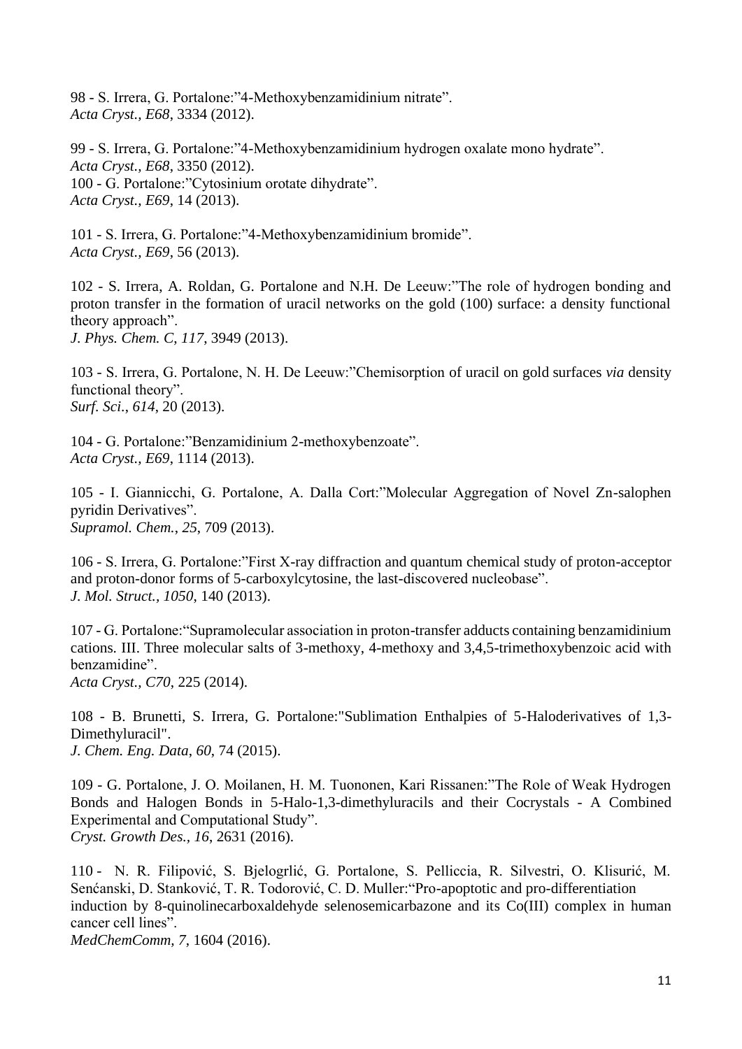98 - S. Irrera, G. Portalone:"4-Methoxybenzamidinium nitrate".
*Acta Cryst., E68*, 3334 (2012).

99 - S. Irrera, G. Portalone:"4-Methoxybenzamidinium hydrogen oxalate mono hydrate".
*Acta Cryst., E68*, 3350 (2012).
100 - G. Portalone:"Cytosinium orotate dihydrate".
*Acta Cryst., E69*, 14 (2013).

101 - S. Irrera, G. Portalone:"4-Methoxybenzamidinium bromide".
*Acta Cryst., E69*, 56 (2013).

102 - S. Irrera, A. Roldan, G. Portalone and N.H. De Leeuw:"The role of hydrogen bonding and proton transfer in the formation of uracil networks on the gold (100) surface: a density functional theory approach".
*J. Phys. Chem. C, 117*, 3949 (2013).

103 - S. Irrera, G. Portalone, N. H. De Leeuw:"Chemisorption of uracil on gold surfaces *via* density functional theory".
*Surf. Sci., 614*, 20 (2013).

104 - G. Portalone:"Benzamidinium 2-methoxybenzoate".
*Acta Cryst., E69*, 1114 (2013).

105 - I. Giannicchi, G. Portalone, A. Dalla Cort:"Molecular Aggregation of Novel Zn-salophen pyridin Derivatives".
*Supramol. Chem., 25*, 709 (2013).

106 - S. Irrera, G. Portalone:"First X-ray diffraction and quantum chemical study of proton-acceptor and proton-donor forms of 5-carboxylcytosine, the last-discovered nucleobase".
*J. Mol. Struct., 1050*, 140 (2013).

107 - G. Portalone:"Supramolecular association in proton-transfer adducts containing benzamidinium cations. III. Three molecular salts of 3-methoxy, 4-methoxy and 3,4,5-trimethoxybenzoic acid with benzamidine".
*Acta Cryst., C70*, 225 (2014).

108 - B. Brunetti, S. Irrera, G. Portalone:"Sublimation Enthalpies of 5-Haloderivatives of 1,3-Dimethyluracil".
*J. Chem. Eng. Data, 60*, 74 (2015).

109 - G. Portalone, J. O. Moilanen, H. M. Tuononen, Kari Rissanen:"The Role of Weak Hydrogen Bonds and Halogen Bonds in 5-Halo-1,3-dimethyluracils and their Cocrystals - A Combined Experimental and Computational Study".
*Cryst. Growth Des., 16*, 2631 (2016).

110 - N. R. Filipović, S. Bjelogrlić, G. Portalone, S. Pelliccia, R. Silvestri, O. Klisurić, M. Senćanski, D. Stanković, T. R. Todorović, C. D. Muller:"Pro-apoptotic and pro-differentiation induction by 8-quinolinecarboxaldehyde selenosemicarbazone and its Co(III) complex in human cancer cell lines".
*MedChemComm, 7*, 1604 (2016).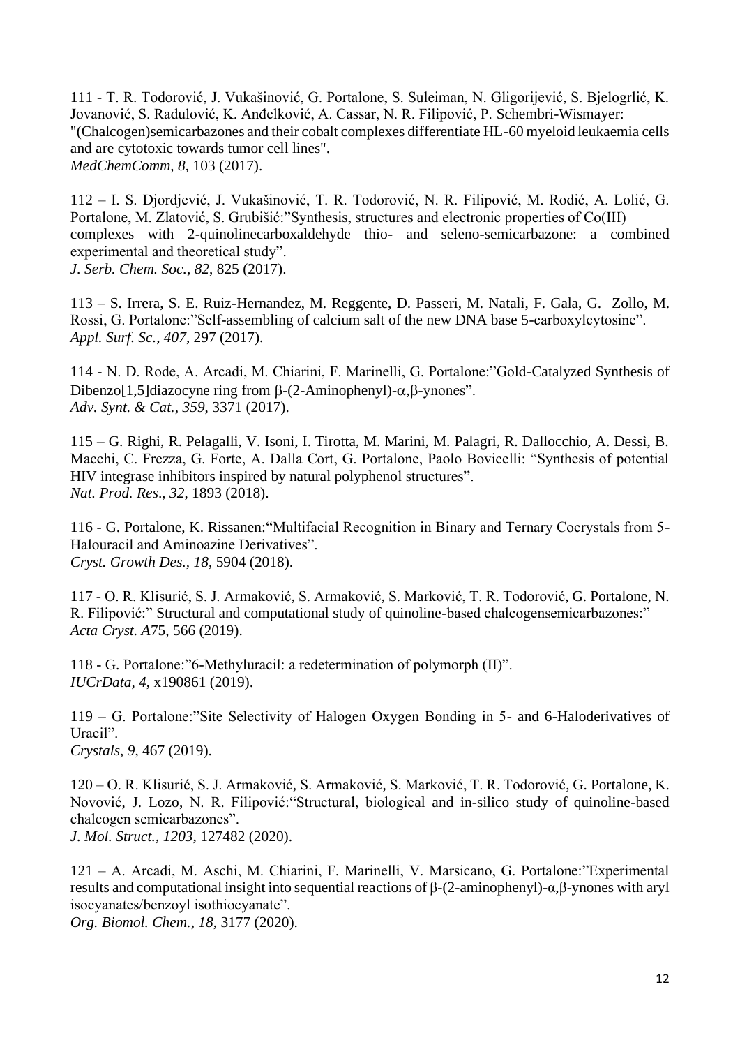111 - T. R. Todorović, J. Vukašinović, G. Portalone, S. Suleiman, N. Gligorijević, S. Bjelogrlić, K. Jovanović, S. Radulović, K. Anđelković, A. Cassar, N. R. Filipović, P. Schembri-Wismayer: "(Chalcogen)semicarbazones and their cobalt complexes differentiate HL-60 myeloid leukaemia cells and are cytotoxic towards tumor cell lines".
*MedChemComm, 8*, 103 (2017).

112 – I. S. Djordjević, J. Vukašinović, T. R. Todorović, N. R. Filipović, M. Rodić, A. Lolić, G. Portalone, M. Zlatović, S. Grubišić:"Synthesis, structures and electronic properties of Co(III) complexes with 2-quinolinecarboxaldehyde thio- and seleno-semicarbazone: a combined experimental and theoretical study".
*J. Serb. Chem. Soc., 82*, 825 (2017).

113 – S. Irrera, S. E. Ruiz-Hernandez, M. Reggente, D. Passeri, M. Natali, F. Gala, G. Zollo, M. Rossi, G. Portalone:"Self-assembling of calcium salt of the new DNA base 5-carboxylcytosine".
*Appl. Surf. Sc., 407*, 297 (2017).

114 - N. D. Rode, A. Arcadi, M. Chiarini, F. Marinelli, G. Portalone:"Gold-Catalyzed Synthesis of Dibenzo[1,5]diazocyne ring from β-(2-Aminophenyl)-α,β-ynones".
*Adv. Synt. & Cat., 359*, 3371 (2017).

115 – G. Righi, R. Pelagalli, V. Isoni, I. Tirotta, M. Marini, M. Palagri, R. Dallocchio, A. Dessì, B. Macchi, C. Frezza, G. Forte, A. Dalla Cort, G. Portalone, Paolo Bovicelli: "Synthesis of potential HIV integrase inhibitors inspired by natural polyphenol structures".
*Nat. Prod. Res., 32*, 1893 (2018).

116 - G. Portalone, K. Rissanen:"Multifacial Recognition in Binary and Ternary Cocrystals from 5-Halouracil and Aminoazine Derivatives".
*Cryst. Growth Des., 18*, 5904 (2018).

117 - O. R. Klisurić, S. J. Armaković, S. Armaković, S. Marković, T. R. Todorović, G. Portalone, N. R. Filipović:" Structural and computational study of quinoline-based chalcogensemicarbazones:"
*Acta Cryst. A*75, 566 (2019).

118 - G. Portalone:"6-Methyluracil: a redetermination of polymorph (II)".
*IUCrData, 4*, x190861 (2019).

119 – G. Portalone:"Site Selectivity of Halogen Oxygen Bonding in 5- and 6-Haloderivatives of Uracil".
*Crystals, 9*, 467 (2019).

120 – O. R. Klisurić, S. J. Armaković, S. Armaković, S. Marković, T. R. Todorović, G. Portalone, K. Novović, J. Lozo, N. R. Filipović:"Structural, biological and in-silico study of quinoline-based chalcogen semicarbazones".
*J. Mol. Struct., 1203*, 127482 (2020).

121 – A. Arcadi, M. Aschi, M. Chiarini, F. Marinelli, V. Marsicano, G. Portalone:"Experimental results and computational insight into sequential reactions of β-(2-aminophenyl)-α,β-ynones with aryl isocyanates/benzoyl isothiocyanate".
*Org. Biomol. Chem., 18*, 3177 (2020).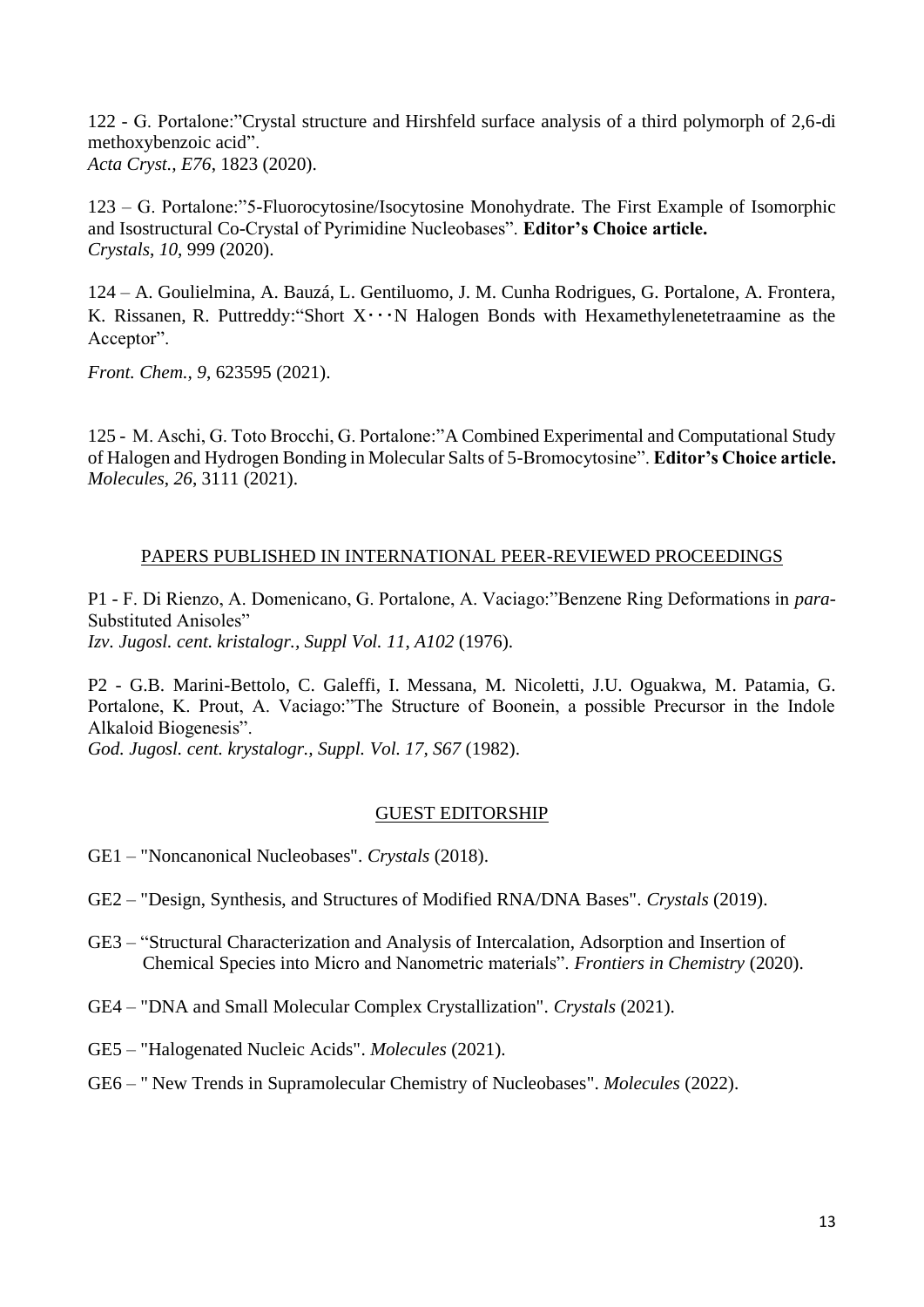122 - G. Portalone:"Crystal structure and Hirshfeld surface analysis of a third polymorph of 2,6-di methoxybenzoic acid".
*Acta Cryst., E76*, 1823 (2020).

123 – G. Portalone:"5-Fluorocytosine/Isocytosine Monohydrate. The First Example of Isomorphic and Isostructural Co-Crystal of Pyrimidine Nucleobases". **Editor's Choice article.**
*Crystals*, *10*, 999 (2020).

124 – A. Goulielmina, A. Bauzá, L. Gentiluomo, J. M. Cunha Rodrigues, G. Portalone, A. Frontera, K. Rissanen, R. Puttreddy:"Short X···N Halogen Bonds with Hexamethylenetetraamine as the Acceptor".

*Front. Chem., 9*, 623595 (2021).

125 - M. Aschi, G. Toto Brocchi, G. Portalone:"A Combined Experimental and Computational Study of Halogen and Hydrogen Bonding in Molecular Salts of 5-Bromocytosine". **Editor's Choice article.**
*Molecules*, *26*, 3111 (2021).

## PAPERS PUBLISHED IN INTERNATIONAL PEER-REVIEWED PROCEEDINGS

P1 - F. Di Rienzo, A. Domenicano, G. Portalone, A. Vaciago:"Benzene Ring Deformations in *para*-Substituted Anisoles"
*Izv. Jugosl. cent. kristalogr., Suppl Vol. 11, A102* (1976).

P2 - G.B. Marini-Bettolo, C. Galeffi, I. Messana, M. Nicoletti, J.U. Oguakwa, M. Patamia, G. Portalone, K. Prout, A. Vaciago:"The Structure of Boonein, a possible Precursor in the Indole Alkaloid Biogenesis".
*God. Jugosl. cent. krystalogr., Suppl. Vol. 17, S67* (1982).

## GUEST EDITORSHIP

GE1 – "Noncanonical Nucleobases". *Crystals* (2018).

GE2 – "Design, Synthesis, and Structures of Modified RNA/DNA Bases". *Crystals* (2019).

GE3 – "Structural Characterization and Analysis of Intercalation, Adsorption and Insertion of Chemical Species into Micro and Nanometric materials". *Frontiers in Chemistry* (2020).

GE4 – "DNA and Small Molecular Complex Crystallization". *Crystals* (2021).

GE5 – "Halogenated Nucleic Acids". *Molecules* (2021).

GE6 – " New Trends in Supramolecular Chemistry of Nucleobases". *Molecules* (2022).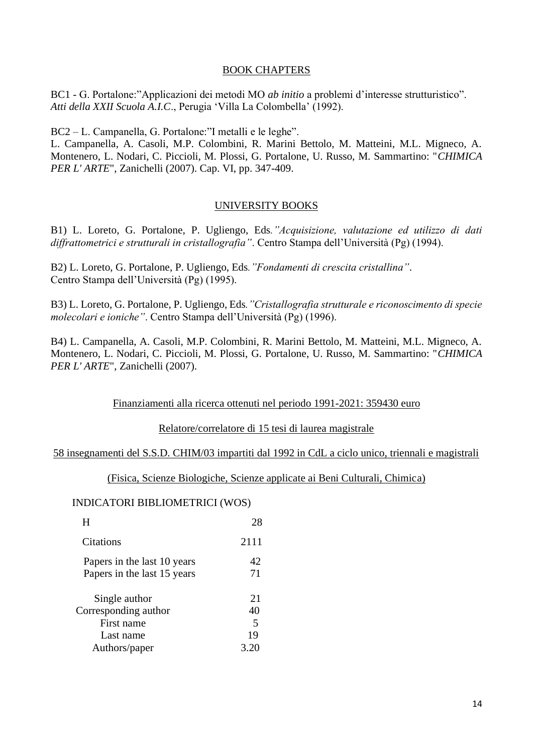## BOOK CHAPTERS

BC1 - G. Portalone:"Applicazioni dei metodi MO *ab initio* a problemi d'interesse strutturistico". *Atti della XXII Scuola A.I.C*., Perugia 'Villa La Colombella' (1992).

BC2 – L. Campanella, G. Portalone:"I metalli e le leghe".
L. Campanella, A. Casoli, M.P. Colombini, R. Marini Bettolo, M. Matteini, M.L. Migneco, A. Montenero, L. Nodari, C. Piccioli, M. Plossi, G. Portalone, U. Russo, M. Sammartino: "*CHIMICA PER L' ARTE*", Zanichelli (2007). Cap. VI, pp. 347-409.

## UNIVERSITY BOOKS

B1) L. Loreto, G. Portalone, P. Ugliengo, Eds*."Acquisizione, valutazione ed utilizzo di dati diffrattometrici e strutturali in cristallografia"*. Centro Stampa dell'Università (Pg) (1994).

B2) L. Loreto, G. Portalone, P. Ugliengo, Eds*."Fondamenti di crescita cristallina"*.
Centro Stampa dell'Università (Pg) (1995).

B3) L. Loreto, G. Portalone, P. Ugliengo, Eds*."Cristallografia strutturale e riconoscimento di specie molecolari e ioniche"*. Centro Stampa dell'Università (Pg) (1996).

B4) L. Campanella, A. Casoli, M.P. Colombini, R. Marini Bettolo, M. Matteini, M.L. Migneco, A. Montenero, L. Nodari, C. Piccioli, M. Plossi, G. Portalone, U. Russo, M. Sammartino: "*CHIMICA PER L' ARTE*", Zanichelli (2007).

Finanziamenti alla ricerca ottenuti nel periodo 1991-2021: 359430 euro

Relatore/correlatore di 15 tesi di laurea magistrale

58 insegnamenti del S.S.D. CHIM/03 impartiti dal 1992 in CdL a ciclo unico, triennali e magistrali

(Fisica, Scienze Biologiche, Scienze applicate ai Beni Culturali, Chimica)

INDICATORI BIBLIOMETRICI (WOS)

| | |
|---|---|
| H | 28 |
| Citations | 2111 |
| Papers in the last 10 years | 42 |
| Papers in the last 15 years | 71 |
| Single author | 21 |
| Corresponding author | 40 |
| First name | 5 |
| Last name | 19 |
| Authors/paper | 3.20 |